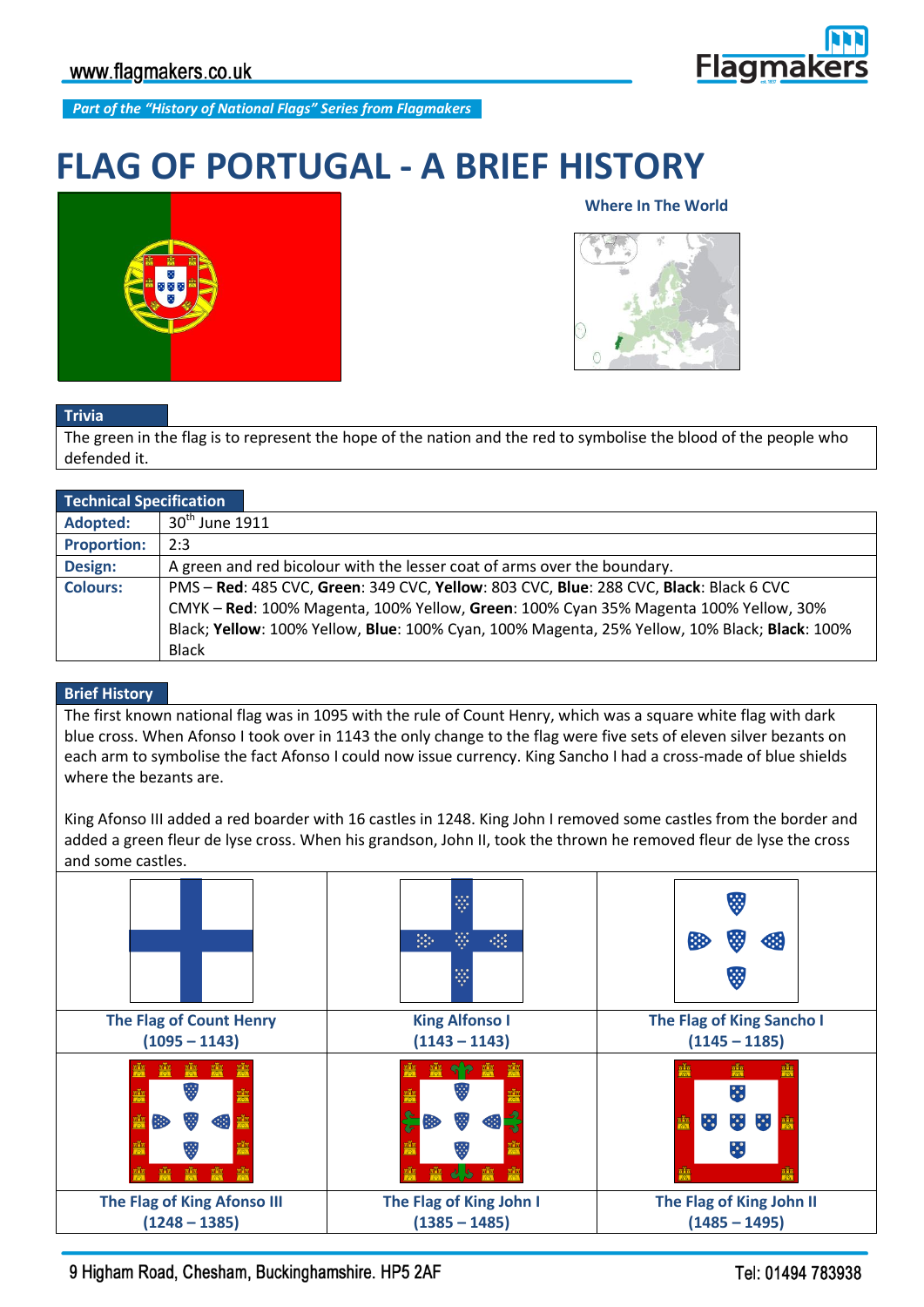www.flagmakers.co.uk

*Part of the "History of National Flags" Series from Flagmakers*

# FLAG OF PORTUGAL - A BRIEF HISTORY

Where In The World

## Trivia

The green in the flag is to represent the hope of the nation and the red to symbolise the blood of the people who defended it.

## Technical Specification

| | |
|---|---|
| **Adopted:** | 30th June 1911 |
| **Proportion:** | 2:3 |
| **Design:** | A green and red bicolour with the lesser coat of arms over the boundary. |
| **Colours:** | PMS – **Red**: 485 CVC, **Green**: 349 CVC, **Yellow**: 803 CVC, **Blue**: 288 CVC, **Black**: Black 6 CVC<br>CMYK – **Red**: 100% Magenta, 100% Yellow, **Green**: 100% Cyan 35% Magenta 100% Yellow, 30% Black; **Yellow**: 100% Yellow, **Blue**: 100% Cyan, 100% Magenta, 25% Yellow, 10% Black; **Black**: 100% Black |

## Brief History

The first known national flag was in 1095 with the rule of Count Henry, which was a square white flag with dark blue cross. When Afonso I took over in 1143 the only change to the flag were five sets of eleven silver bezants on each arm to symbolise the fact Afonso I could now issue currency. King Sancho I had a cross-made of blue shields where the bezants are.

King Afonso III added a red boarder with 16 castles in 1248. King John I removed some castles from the border and added a green fleur de lyse cross. When his grandson, John II, took the thrown he removed fleur de lyse the cross and some castles.

| | | |
|---|---|---|
| **The Flag of Count Henry (1095 – 1143)** | **King Alfonso I (1143 – 1143)** | **The Flag of King Sancho I (1145 – 1185)** |
| **The Flag of King Afonso III (1248 – 1385)** | **The Flag of King John I (1385 – 1485)** | **The Flag of King John II (1485 – 1495)** |

9 Higham Road, Chesham, Buckinghamshire. HP5 2AF

Tel: 01494 783938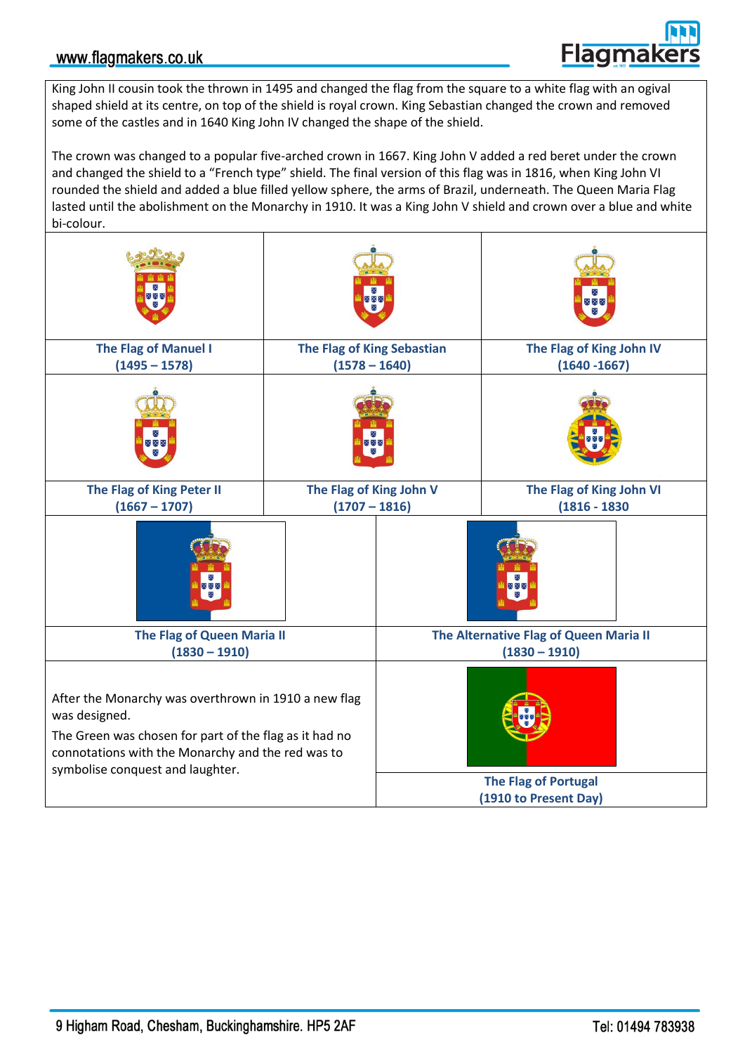King John II cousin took the thrown in 1495 and changed the flag from the square to a white flag with an ogival shaped shield at its centre, on top of the shield is royal crown. King Sebastian changed the crown and removed some of the castles and in 1640 King John IV changed the shape of the shield.

The crown was changed to a popular five-arched crown in 1667. King John V added a red beret under the crown and changed the shield to a "French type" shield. The final version of this flag was in 1816, when King John VI rounded the shield and added a blue filled yellow sphere, the arms of Brazil, underneath. The Queen Maria Flag lasted until the abolishment on the Monarchy in 1910. It was a King John V shield and crown over a blue and white bi-colour.

| | | |
|---|---|---|
| **The Flag of Manuel I (1495 – 1578)** | **The Flag of King Sebastian (1578 – 1640)** | **The Flag of King John IV (1640 -1667)** |
| **The Flag of King Peter II (1667 – 1707)** | **The Flag of King John V (1707 – 1816)** | **The Flag of King John VI (1816 - 1830** |

| | |
|---|---|
| **The Flag of Queen Maria II (1830 – 1910)** | **The Alternative Flag of Queen Maria II (1830 – 1910)** |
| After the Monarchy was overthrown in 1910 a new flag was designed. The Green was chosen for part of the flag as it had no connotations with the Monarchy and the red was to symbolise conquest and laughter. | **The Flag of Portugal (1910 to Present Day)** |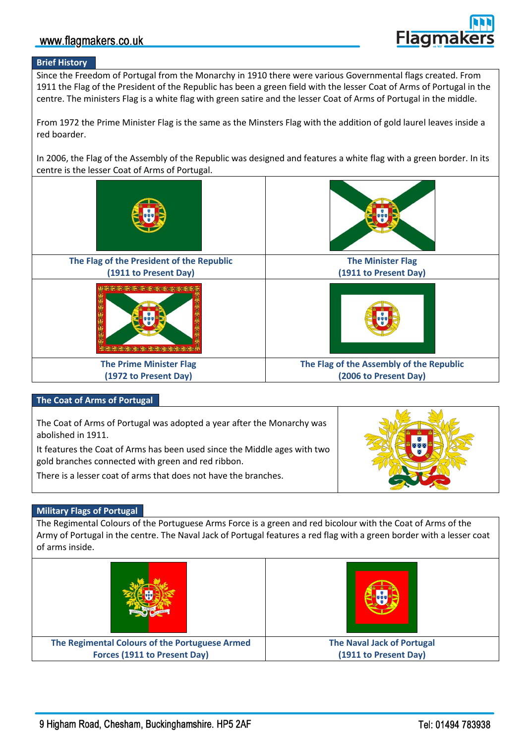## Brief History

Since the Freedom of Portugal from the Monarchy in 1910 there were various Governmental flags created. From 1911 the Flag of the President of the Republic has been a green field with the lesser Coat of Arms of Portugal in the centre. The ministers Flag is a white flag with green satire and the lesser Coat of Arms of Portugal in the middle.

From 1972 the Prime Minister Flag is the same as the Minsters Flag with the addition of gold laurel leaves inside a red boarder.

In 2006, the Flag of the Assembly of the Republic was designed and features a white flag with a green border. In its centre is the lesser Coat of Arms of Portugal.

| | |
|---|---|
| **The Flag of the President of the Republic (1911 to Present Day)** | **The Minister Flag (1911 to Present Day)** |
| **The Prime Minister Flag (1972 to Present Day)** | **The Flag of the Assembly of the Republic (2006 to Present Day)** |

## The Coat of Arms of Portugal

The Coat of Arms of Portugal was adopted a year after the Monarchy was abolished in 1911.

It features the Coat of Arms has been used since the Middle ages with two gold branches connected with green and red ribbon.

There is a lesser coat of arms that does not have the branches.

## Military Flags of Portugal

The Regimental Colours of the Portuguese Arms Force is a green and red bicolour with the Coat of Arms of the Army of Portugal in the centre. The Naval Jack of Portugal features a red flag with a green border with a lesser coat of arms inside.

| | |
|---|---|
| **The Regimental Colours of the Portuguese Armed Forces (1911 to Present Day)** | **The Naval Jack of Portugal (1911 to Present Day)** |